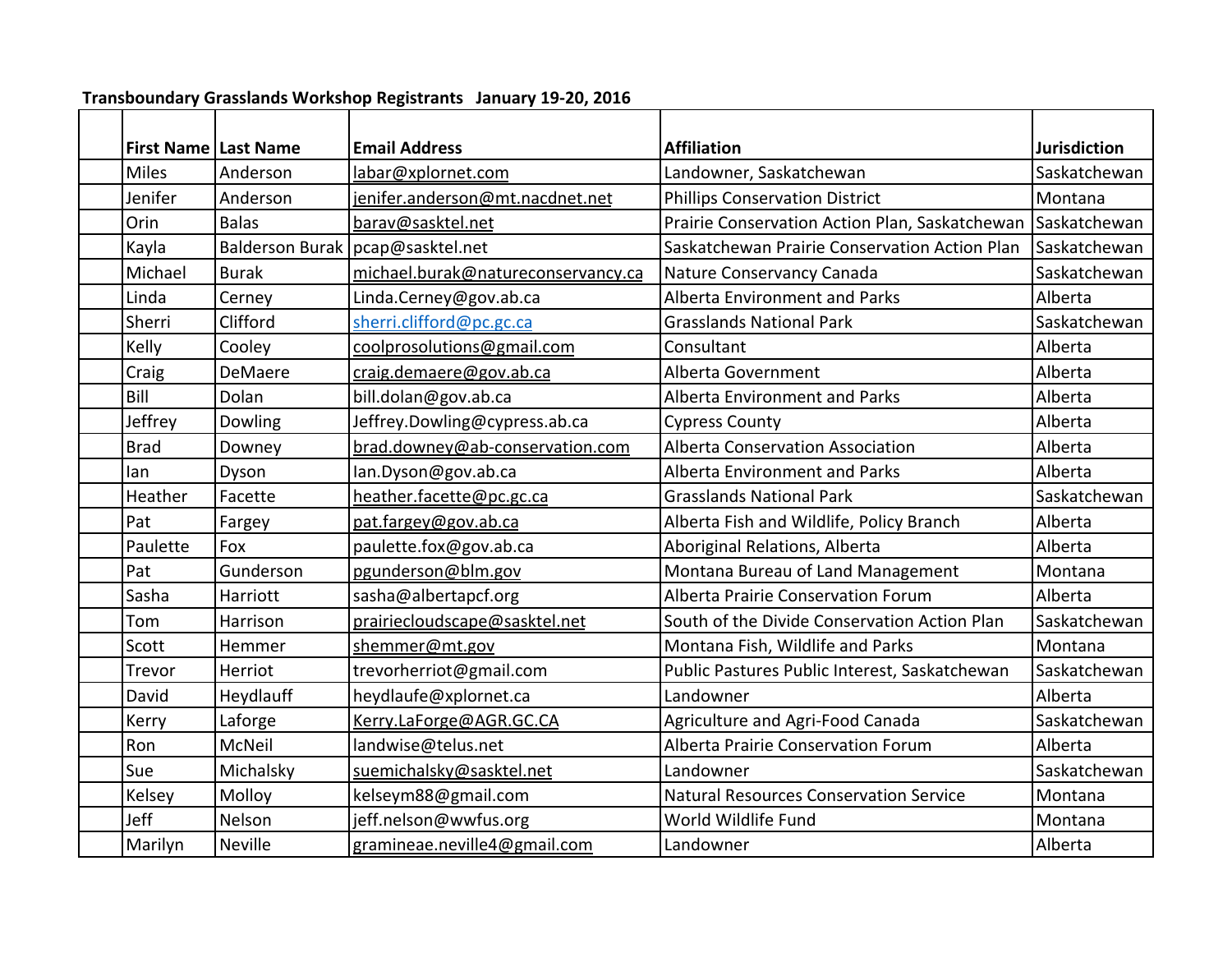**Transboundary Grasslands Workshop Registrants January 19-20, 2016**

| | First Name | Last Name | Email Address | Affiliation | Jurisdiction |
|---|---|---|---|---|---|
| | Miles | Anderson | labar@xplornet.com | Landowner, Saskatchewan | Saskatchewan |
| | Jenifer | Anderson | jenifer.anderson@mt.nacdnet.net | Phillips Conservation District | Montana |
| | Orin | Balas | barav@sasktel.net | Prairie Conservation Action Plan, Saskatchewan | Saskatchewan |
| | Kayla | Balderson Burak | pcap@sasktel.net | Saskatchewan Prairie Conservation Action Plan | Saskatchewan |
| | Michael | Burak | michael.burak@natureconservancy.ca | Nature Conservancy Canada | Saskatchewan |
| | Linda | Cerney | Linda.Cerney@gov.ab.ca | Alberta Environment and Parks | Alberta |
| | Sherri | Clifford | sherri.clifford@pc.gc.ca | Grasslands National Park | Saskatchewan |
| | Kelly | Cooley | coolprosolutions@gmail.com | Consultant | Alberta |
| | Craig | DeMaere | craig.demaere@gov.ab.ca | Alberta Government | Alberta |
| | Bill | Dolan | bill.dolan@gov.ab.ca | Alberta Environment and Parks | Alberta |
| | Jeffrey | Dowling | Jeffrey.Dowling@cypress.ab.ca | Cypress County | Alberta |
| | Brad | Downey | brad.downey@ab-conservation.com | Alberta Conservation Association | Alberta |
| | Ian | Dyson | Ian.Dyson@gov.ab.ca | Alberta Environment and Parks | Alberta |
| | Heather | Facette | heather.facette@pc.gc.ca | Grasslands National Park | Saskatchewan |
| | Pat | Fargey | pat.fargey@gov.ab.ca | Alberta Fish and Wildlife, Policy Branch | Alberta |
| | Paulette | Fox | paulette.fox@gov.ab.ca | Aboriginal Relations, Alberta | Alberta |
| | Pat | Gunderson | pgunderson@blm.gov | Montana Bureau of Land Management | Montana |
| | Sasha | Harriott | sasha@albertapcf.org | Alberta Prairie Conservation Forum | Alberta |
| | Tom | Harrison | prairiecloudscape@sasktel.net | South of the Divide Conservation Action Plan | Saskatchewan |
| | Scott | Hemmer | shemmer@mt.gov | Montana Fish, Wildlife and Parks | Montana |
| | Trevor | Herriot | trevorherriot@gmail.com | Public Pastures Public Interest, Saskatchewan | Saskatchewan |
| | David | Heydlauff | heydlaufe@xplornet.ca | Landowner | Alberta |
| | Kerry | Laforge | Kerry.LaForge@AGR.GC.CA | Agriculture and Agri-Food Canada | Saskatchewan |
| | Ron | McNeil | landwise@telus.net | Alberta Prairie Conservation Forum | Alberta |
| | Sue | Michalsky | suemichalsky@sasktel.net | Landowner | Saskatchewan |
| | Kelsey | Molloy | kelseym88@gmail.com | Natural Resources Conservation Service | Montana |
| | Jeff | Nelson | jeff.nelson@wwfus.org | World Wildlife Fund | Montana |
| | Marilyn | Neville | gramineae.neville4@gmail.com | Landowner | Alberta |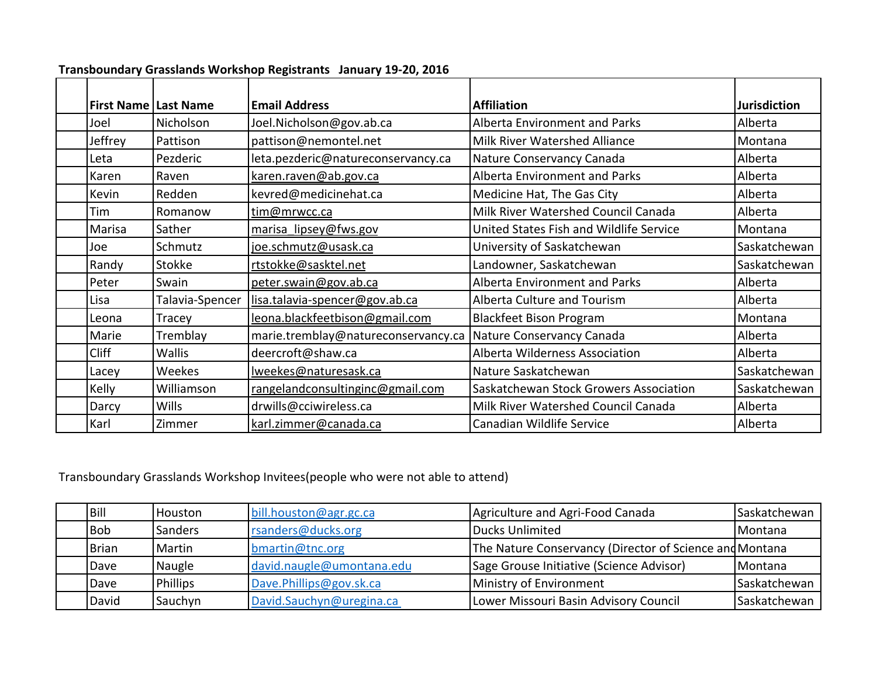**Transboundary Grasslands Workshop Registrants   January 19-20, 2016**

| | First Name | Last Name | Email Address | Affiliation | Jurisdiction |
|---|---|---|---|---|---|
| | Joel | Nicholson | Joel.Nicholson@gov.ab.ca | Alberta Environment and Parks | Alberta |
| | Jeffrey | Pattison | pattison@nemontel.net | Milk River Watershed Alliance | Montana |
| | Leta | Pezderic | leta.pezderic@natureconservancy.ca | Nature Conservancy Canada | Alberta |
| | Karen | Raven | karen.raven@ab.gov.ca | Alberta Environment and Parks | Alberta |
| | Kevin | Redden | kevred@medicinehat.ca | Medicine Hat, The Gas City | Alberta |
| | Tim | Romanow | tim@mrwcc.ca | Milk River Watershed Council Canada | Alberta |
| | Marisa | Sather | marisa_lipsey@fws.gov | United States Fish and Wildlife Service | Montana |
| | Joe | Schmutz | joe.schmutz@usask.ca | University of Saskatchewan | Saskatchewan |
| | Randy | Stokke | rtstokke@sasktel.net | Landowner, Saskatchewan | Saskatchewan |
| | Peter | Swain | peter.swain@gov.ab.ca | Alberta Environment and Parks | Alberta |
| | Lisa | Talavia-Spencer | lisa.talavia-spencer@gov.ab.ca | Alberta Culture and Tourism | Alberta |
| | Leona | Tracey | leona.blackfeetbison@gmail.com | Blackfeet Bison Program | Montana |
| | Marie | Tremblay | marie.tremblay@natureconservancy.ca | Nature Conservancy Canada | Alberta |
| | Cliff | Wallis | deercroft@shaw.ca | Alberta Wilderness Association | Alberta |
| | Lacey | Weekes | lweekes@naturesask.ca | Nature Saskatchewan | Saskatchewan |
| | Kelly | Williamson | rangelandconsultinginc@gmail.com | Saskatchewan Stock Growers Association | Saskatchewan |
| | Darcy | Wills | drwills@cciwireless.ca | Milk River Watershed Council Canada | Alberta |
| | Karl | Zimmer | karl.zimmer@canada.ca | Canadian Wildlife Service | Alberta |

Transboundary Grasslands Workshop Invitees(people who were not able to attend)

| | | | | | |
|---|---|---|---|---|---|
| | Bill | Houston | bill.houston@agr.gc.ca | Agriculture and Agri-Food Canada | Saskatchewan |
| | Bob | Sanders | rsanders@ducks.org | Ducks Unlimited | Montana |
| | Brian | Martin | bmartin@tnc.org | The Nature Conservancy (Director of Science and | Montana |
| | Dave | Naugle | david.naugle@umontana.edu | Sage Grouse Initiative (Science Advisor) | Montana |
| | Dave | Phillips | Dave.Phillips@gov.sk.ca | Ministry of Environment | Saskatchewan |
| | David | Sauchyn | David.Sauchyn@uregina.ca | Lower Missouri Basin Advisory Council | Saskatchewan |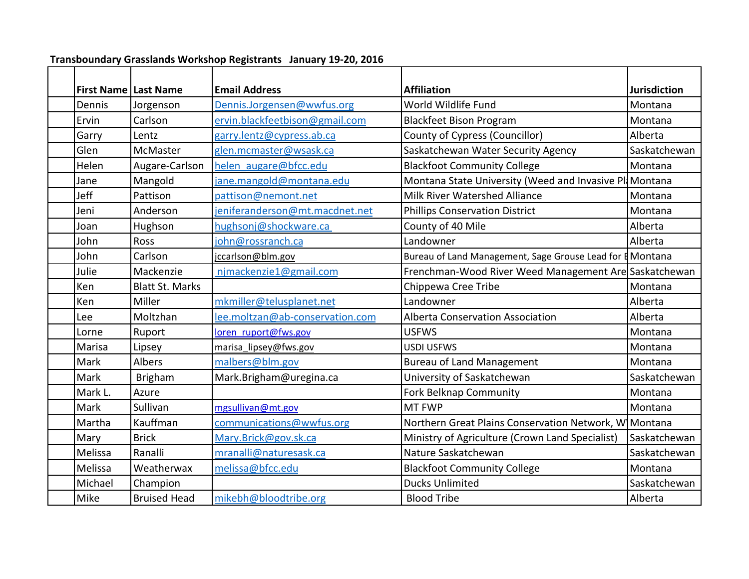**Transboundary Grasslands Workshop Registrants   January 19-20, 2016**

| | First Name | Last Name | Email Address | Affiliation | Jurisdiction |
|---|---|---|---|---|---|
| | Dennis | Jorgenson | Dennis.Jorgensen@wwfus.org | World Wildlife Fund | Montana |
| | Ervin | Carlson | ervin.blackfeetbison@gmail.com | Blackfeet Bison Program | Montana |
| | Garry | Lentz | garry.lentz@cypress.ab.ca | County of Cypress (Councillor) | Alberta |
| | Glen | McMaster | glen.mcmaster@wsask.ca | Saskatchewan Water Security Agency | Saskatchewan |
| | Helen | Augare-Carlson | helen_augare@bfcc.edu | Blackfoot Community College | Montana |
| | Jane | Mangold | jane.mangold@montana.edu | Montana State University (Weed and Invasive Pl | Montana |
| | Jeff | Pattison | pattison@nemont.net | Milk River Watershed Alliance | Montana |
| | Jeni | Anderson | jeniferanderson@mt.macdnet.net | Phillips Conservation District | Montana |
| | Joan | Hughson | hughsonj@shockware.ca | County of 40 Mile | Alberta |
| | John | Ross | john@rossranch.ca | Landowner | Alberta |
| | John | Carlson | jccarlson@blm.gov | Bureau of Land Management, Sage Grouse Lead for E | Montana |
| | Julie | Mackenzie | njmackenzie1@gmail.com | Frenchman-Wood River Weed Management Are | Saskatchewan |
| | Ken | Blatt St. Marks | | Chippewa Cree Tribe | Montana |
| | Ken | Miller | mkmiller@telusplanet.net | Landowner | Alberta |
| | Lee | Moltzhan | lee.moltzan@ab-conservation.com | Alberta Conservation Association | Alberta |
| | Lorne | Ruport | loren_ruport@fws.gov | USFWS | Montana |
| | Marisa | Lipsey | marisa_lipsey@fws.gov | USDI USFWS | Montana |
| | Mark | Albers | malbers@blm.gov | Bureau of Land Management | Montana |
| | Mark | Brigham | Mark.Brigham@uregina.ca | University of Saskatchewan | Saskatchewan |
| | Mark L. | Azure | | Fork Belknap Community | Montana |
| | Mark | Sullivan | mgsullivan@mt.gov | MT FWP | Montana |
| | Martha | Kauffman | communications@wwfus.org | Northern Great Plains Conservation Network, W | Montana |
| | Mary | Brick | Mary.Brick@gov.sk.ca | Ministry of Agriculture (Crown Land Specialist) | Saskatchewan |
| | Melissa | Ranalli | mranalli@naturesask.ca | Nature Saskatchewan | Saskatchewan |
| | Melissa | Weatherwax | melissa@bfcc.edu | Blackfoot Community College | Montana |
| | Michael | Champion | | Ducks Unlimited | Saskatchewan |
| | Mike | Bruised Head | mikebh@bloodtribe.org | Blood Tribe | Alberta |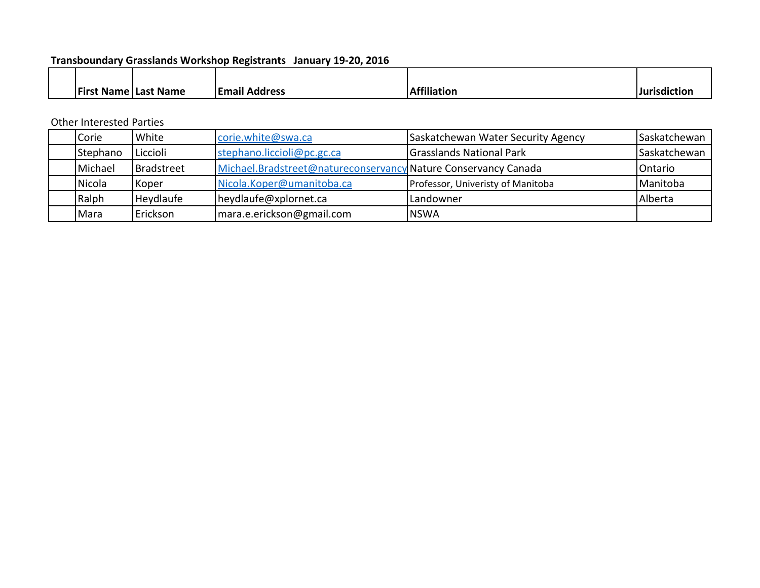**Transboundary Grasslands Workshop Registrants January 19-20, 2016**

| | First Name | Last Name | Email Address | Affiliation | Jurisdiction |
|---|---|---|---|---|---|

Other Interested Parties

| | | | | | |
|---|---|---|---|---|---|
| | Corie | White | corie.white@swa.ca | Saskatchewan Water Security Agency | Saskatchewan |
| | Stephano | Liccioli | stephano.liccioli@pc.gc.ca | Grasslands National Park | Saskatchewan |
| | Michael | Bradstreet | Michael.Bradstreet@natureconservancy | Nature Conservancy Canada | Ontario |
| | Nicola | Koper | Nicola.Koper@umanitoba.ca | Professor, Univeristy of Manitoba | Manitoba |
| | Ralph | Heydlaufe | heydlaufe@xplornet.ca | Landowner | Alberta |
| | Mara | Erickson | mara.e.erickson@gmail.com | NSWA | |